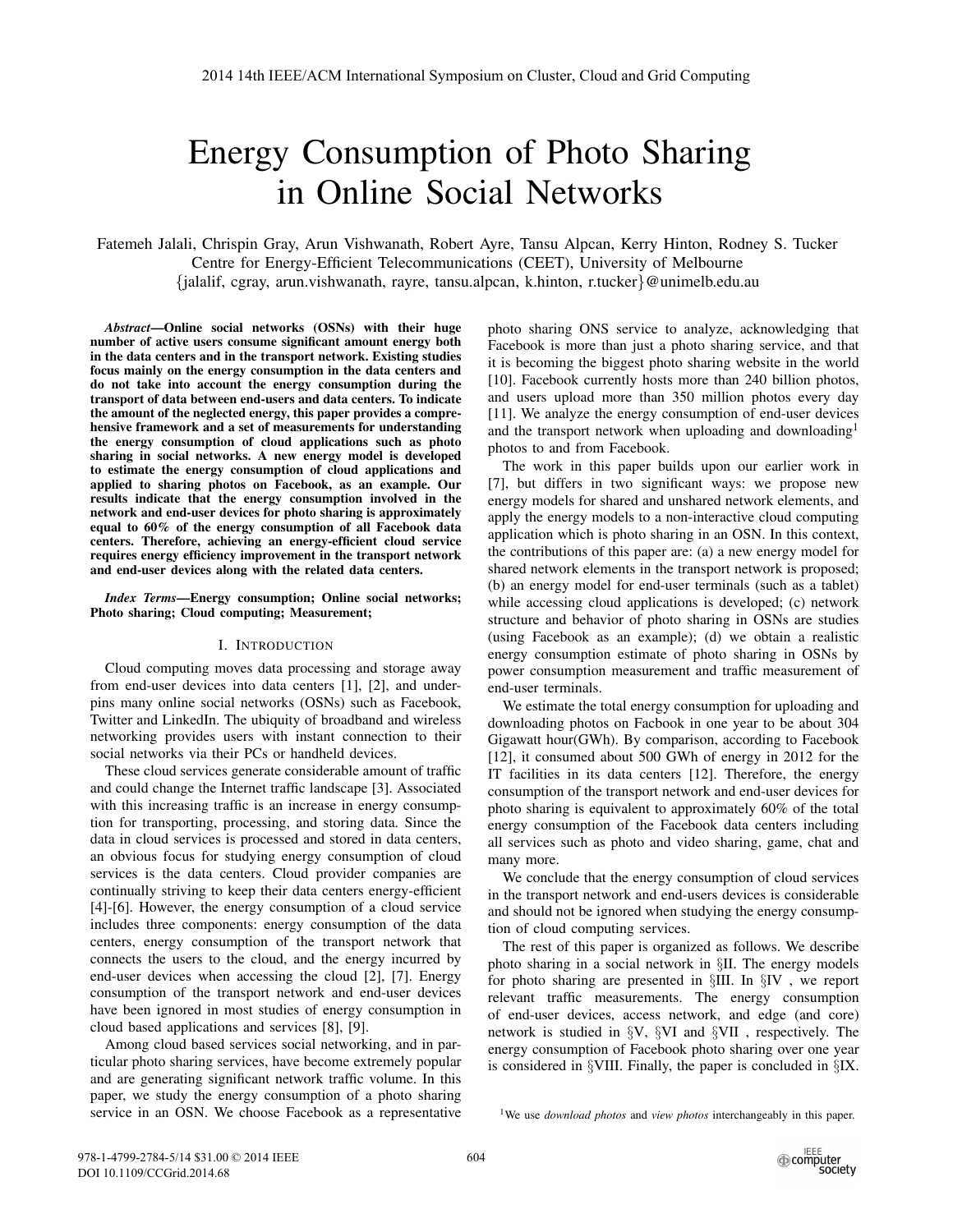# Energy Consumption of Photo Sharing in Online Social Networks

Fatemeh Jalali, Chrispin Gray, Arun Vishwanath, Robert Ayre, Tansu Alpcan, Kerry Hinton, Rodney S. Tucker
Centre for Energy-Efficient Telecommunications (CEET), University of Melbourne
{jalalif, cgray, arun.vishwanath, rayre, tansu.alpcan, k.hinton, r.tucker}@unimelb.edu.au

***Abstract*—Online social networks (OSNs) with their huge number of active users consume significant amount energy both in the data centers and in the transport network. Existing studies focus mainly on the energy consumption in the data centers and do not take into account the energy consumption during the transport of data between end-users and data centers. To indicate the amount of the neglected energy, this paper provides a comprehensive framework and a set of measurements for understanding the energy consumption of cloud applications such as photo sharing in social networks. A new energy model is developed to estimate the energy consumption of cloud applications and applied to sharing photos on Facebook, as an example. Our results indicate that the energy consumption involved in the network and end-user devices for photo sharing is approximately equal to 60% of the energy consumption of all Facebook data centers. Therefore, achieving an energy-efficient cloud service requires energy efficiency improvement in the transport network and end-user devices along with the related data centers.**

***Index Terms*—Energy consumption; Online social networks; Photo sharing; Cloud computing; Measurement;**

## I. Introduction

Cloud computing moves data processing and storage away from end-user devices into data centers [1], [2], and underpins many online social networks (OSNs) such as Facebook, Twitter and LinkedIn. The ubiquity of broadband and wireless networking provides users with instant connection to their social networks via their PCs or handheld devices.

These cloud services generate considerable amount of traffic and could change the Internet traffic landscape [3]. Associated with this increasing traffic is an increase in energy consumption for transporting, processing, and storing data. Since the data in cloud services is processed and stored in data centers, an obvious focus for studying energy consumption of cloud services is the data centers. Cloud provider companies are continually striving to keep their data centers energy-efficient [4]-[6]. However, the energy consumption of a cloud service includes three components: energy consumption of the data centers, energy consumption of the transport network that connects the users to the cloud, and the energy incurred by end-user devices when accessing the cloud [2], [7]. Energy consumption of the transport network and end-user devices have been ignored in most studies of energy consumption in cloud based applications and services [8], [9].

Among cloud based services social networking, and in particular photo sharing services, have become extremely popular and are generating significant network traffic volume. In this paper, we study the energy consumption of a photo sharing service in an OSN. We choose Facebook as a representative photo sharing ONS service to analyze, acknowledging that Facebook is more than just a photo sharing service, and that it is becoming the biggest photo sharing website in the world [10]. Facebook currently hosts more than 240 billion photos, and users upload more than 350 million photos every day [11]. We analyze the energy consumption of end-user devices and the transport network when uploading and downloading[1] photos to and from Facebook.

The work in this paper builds upon our earlier work in [7], but differs in two significant ways: we propose new energy models for shared and unshared network elements, and apply the energy models to a non-interactive cloud computing application which is photo sharing in an OSN. In this context, the contributions of this paper are: (a) a new energy model for shared network elements in the transport network is proposed; (b) an energy model for end-user terminals (such as a tablet) while accessing cloud applications is developed; (c) network structure and behavior of photo sharing in OSNs are studies (using Facebook as an example); (d) we obtain a realistic energy consumption estimate of photo sharing in OSNs by power consumption measurement and traffic measurement of end-user terminals.

We estimate the total energy consumption for uploading and downloading photos on Facbook in one year to be about 304 Gigawatt hour(GWh). By comparison, according to Facebook [12], it consumed about 500 GWh of energy in 2012 for the IT facilities in its data centers [12]. Therefore, the energy consumption of the transport network and end-user devices for photo sharing is equivalent to approximately 60% of the total energy consumption of the Facebook data centers including all services such as photo and video sharing, game, chat and many more.

We conclude that the energy consumption of cloud services in the transport network and end-users devices is considerable and should not be ignored when studying the energy consumption of cloud computing services.

The rest of this paper is organized as follows. We describe photo sharing in a social network in §II. The energy models for photo sharing are presented in §III. In §IV , we report relevant traffic measurements. The energy consumption of end-user devices, access network, and edge (and core) network is studied in §V, §VI and §VII , respectively. The energy consumption of Facebook photo sharing over one year is considered in §VIII. Finally, the paper is concluded in §IX.

[1] We use *download photos* and *view photos* interchangeably in this paper.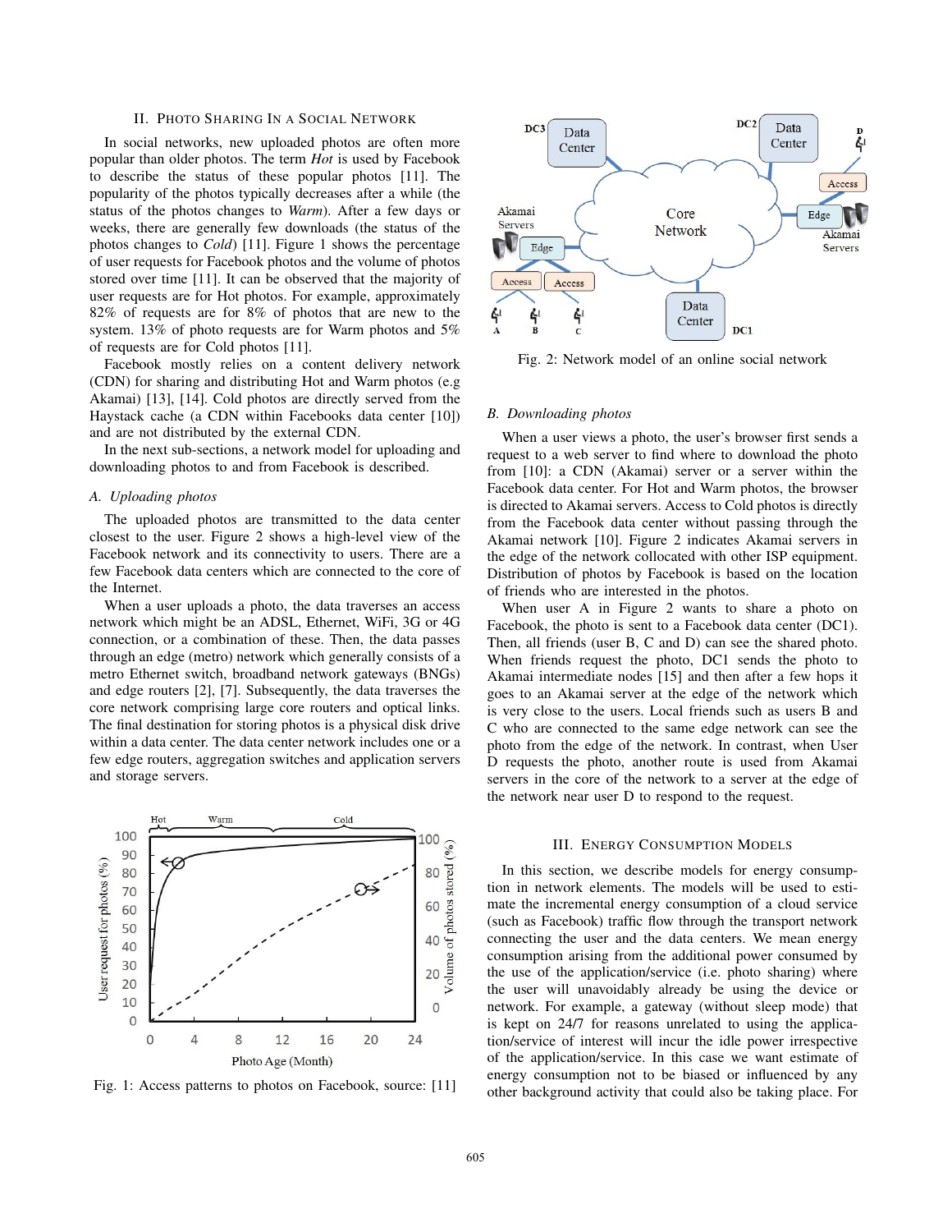## II. Photo Sharing In a Social Network

In social networks, new uploaded photos are often more popular than older photos. The term *Hot* is used by Facebook to describe the status of these popular photos [11]. The popularity of the photos typically decreases after a while (the status of the photos changes to *Warm*). After a few days or weeks, there are generally few downloads (the status of the photos changes to *Cold*) [11]. Figure 1 shows the percentage of user requests for Facebook photos and the volume of photos stored over time [11]. It can be observed that the majority of user requests are for Hot photos. For example, approximately 82% of requests are for 8% of photos that are new to the system. 13% of photo requests are for Warm photos and 5% of requests are for Cold photos [11].

Facebook mostly relies on a content delivery network (CDN) for sharing and distributing Hot and Warm photos (e.g Akamai) [13], [14]. Cold photos are directly served from the Haystack cache (a CDN within Facebooks data center [10]) and are not distributed by the external CDN.

In the next sub-sections, a network model for uploading and downloading photos to and from Facebook is described.

### A. Uploading photos

The uploaded photos are transmitted to the data center closest to the user. Figure 2 shows a high-level view of the Facebook network and its connectivity to users. There are a few Facebook data centers which are connected to the core of the Internet.

When a user uploads a photo, the data traverses an access network which might be an ADSL, Ethernet, WiFi, 3G or 4G connection, or a combination of these. Then, the data passes through an edge (metro) network which generally consists of a metro Ethernet switch, broadband network gateways (BNGs) and edge routers [2], [7]. Subsequently, the data traverses the core network comprising large core routers and optical links. The final destination for storing photos is a physical disk drive within a data center. The data center network includes one or a few edge routers, aggregation switches and application servers and storage servers.

Fig. 1: Access patterns to photos on Facebook, source: [11]

Fig. 2: Network model of an online social network

### B. Downloading photos

When a user views a photo, the user's browser first sends a request to a web server to find where to download the photo from [10]: a CDN (Akamai) server or a server within the Facebook data center. For Hot and Warm photos, the browser is directed to Akamai servers. Access to Cold photos is directly from the Facebook data center without passing through the Akamai network [10]. Figure 2 indicates Akamai servers in the edge of the network collocated with other ISP equipment. Distribution of photos by Facebook is based on the location of friends who are interested in the photos.

When user A in Figure 2 wants to share a photo on Facebook, the photo is sent to a Facebook data center (DC1). Then, all friends (user B, C and D) can see the shared photo. When friends request the photo, DC1 sends the photo to Akamai intermediate nodes [15] and then after a few hops it goes to an Akamai server at the edge of the network which is very close to the users. Local friends such as users B and C who are connected to the same edge network can see the photo from the edge of the network. In contrast, when User D requests the photo, another route is used from Akamai servers in the core of the network to a server at the edge of the network near user D to respond to the request.

## III. Energy Consumption Models

In this section, we describe models for energy consumption in network elements. The models will be used to estimate the incremental energy consumption of a cloud service (such as Facebook) traffic flow through the transport network connecting the user and the data centers. We mean energy consumption arising from the additional power consumed by the use of the application/service (i.e. photo sharing) where the user will unavoidably already be using the device or network. For example, a gateway (without sleep mode) that is kept on 24/7 for reasons unrelated to using the application/service of interest will incur the idle power irrespective of the application/service. In this case we want estimate of energy consumption not to be biased or influenced by any other background activity that could also be taking place. For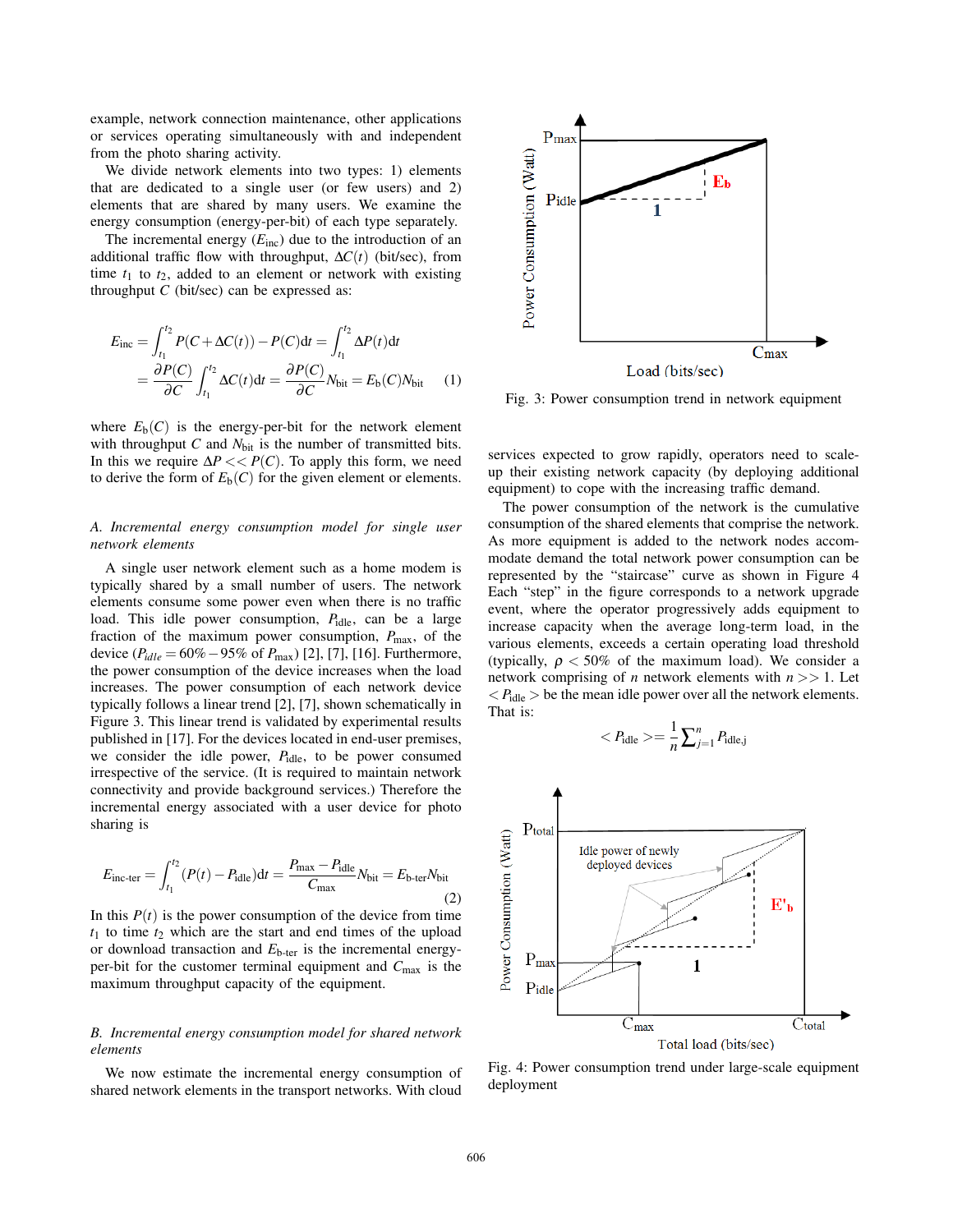example, network connection maintenance, other applications or services operating simultaneously with and independent from the photo sharing activity.

We divide network elements into two types: 1) elements that are dedicated to a single user (or few users) and 2) elements that are shared by many users. We examine the energy consumption (energy-per-bit) of each type separately.

The incremental energy ($E_{\text{inc}}$) due to the introduction of an additional traffic flow with throughput, $\Delta C(t)$ (bit/sec), from time $t_1$ to $t_2$, added to an element or network with existing throughput $C$ (bit/sec) can be expressed as:

$$
\begin{aligned}
E_{\text{inc}} &= \int_{t_1}^{t_2} P(C+\Delta C(t)) - P(C)\mathrm{d}t = \int_{t_1}^{t_2} \Delta P(t)\mathrm{d}t \\
&= \frac{\partial P(C)}{\partial C}\int_{t_1}^{t_2} \Delta C(t)\mathrm{d}t = \frac{\partial P(C)}{\partial C} N_{\text{bit}} = E_{\text{b}}(C)N_{\text{bit}} \qquad (1)
\end{aligned}
$$

where $E_{\text{b}}(C)$ is the energy-per-bit for the network element with throughput $C$ and $N_{\text{bit}}$ is the number of transmitted bits. In this we require $\Delta P << P(C)$. To apply this form, we need to derive the form of $E_{\text{b}}(C)$ for the given element or elements.

### *A. Incremental energy consumption model for single user network elements*

A single user network element such as a home modem is typically shared by a small number of users. The network elements consume some power even when there is no traffic load. This idle power consumption, $P_{\text{idle}}$, can be a large fraction of the maximum power consumption, $P_{\text{max}}$, of the device ($P_{idle} = 60\% - 95\%$ of $P_{\text{max}}$) [2], [7], [16]. Furthermore, the power consumption of the device increases when the load increases. The power consumption of each network device typically follows a linear trend [2], [7], shown schematically in Figure 3. This linear trend is validated by experimental results published in [17]. For the devices located in end-user premises, we consider the idle power, $P_{\text{idle}}$, to be power consumed irrespective of the service. (It is required to maintain network connectivity and provide background services.) Therefore the incremental energy associated with a user device for photo sharing is

$$
E_{\text{inc-ter}} = \int_{t_1}^{t_2} (P(t) - P_{\text{idle}})\mathrm{d}t = \frac{P_{\text{max}} - P_{\text{idle}}}{C_{\text{max}}} N_{\text{bit}} = E_{\text{b-ter}} N_{\text{bit}} \qquad (2)
$$

In this $P(t)$ is the power consumption of the device from time $t_1$ to time $t_2$ which are the start and end times of the upload or download transaction and $E_{\text{b-ter}}$ is the incremental energy-per-bit for the customer terminal equipment and $C_{\text{max}}$ is the maximum throughput capacity of the equipment.

### *B. Incremental energy consumption model for shared network elements*

We now estimate the incremental energy consumption of shared network elements in the transport networks. With cloud services expected to grow rapidly, operators need to scale-up their existing network capacity (by deploying additional equipment) to cope with the increasing traffic demand.

Fig. 3: Power consumption trend in network equipment

The power consumption of the network is the cumulative consumption of the shared elements that comprise the network. As more equipment is added to the network nodes accommodate demand the total network power consumption can be represented by the "staircase" curve as shown in Figure 4 Each "step" in the figure corresponds to a network upgrade event, where the operator progressively adds equipment to increase capacity when the average long-term load, in the various elements, exceeds a certain operating load threshold (typically, $\rho < 50\%$ of the maximum load). We consider a network comprising of $n$ network elements with $n >> 1$. Let $< P_{\text{idle}} >$ be the mean idle power over all the network elements. That is:

$$
< P_{\text{idle}} > = \frac{1}{n}\sum_{j=1}^{n} P_{\text{idle,j}}
$$

Fig. 4: Power consumption trend under large-scale equipment deployment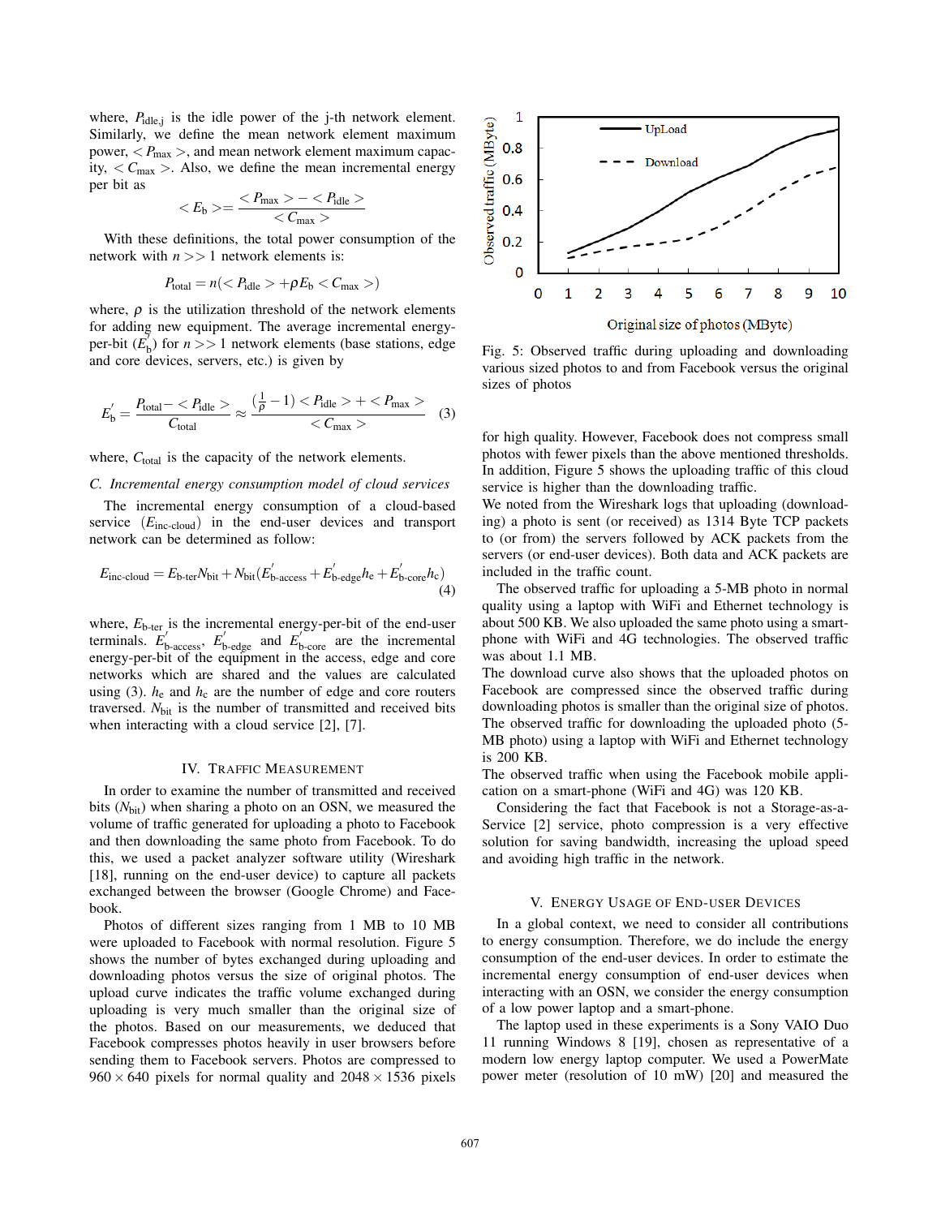where, $P_{\text{idle,j}}$ is the idle power of the j-th network element. Similarly, we define the mean network element maximum power, $< P_{\text{max}} >$, and mean network element maximum capacity, $< C_{\text{max}} >$. Also, we define the mean incremental energy per bit as

$$< E_{\text{b}} >= \frac{< P_{\text{max}} > - < P_{\text{idle}} >}{< C_{\text{max}} >}$$

With these definitions, the total power consumption of the network with $n >> 1$ network elements is:

$$P_{\text{total}} = n(< P_{\text{idle}} > + \rho E_{\text{b}} < C_{\text{max}} >)$$

where, $\rho$ is the utilization threshold of the network elements for adding new equipment. The average incremental energy-per-bit ($E_{\text{b}}^{'}$) for $n >> 1$ network elements (base stations, edge and core devices, servers, etc.) is given by

$$E_{\text{b}}^{'} = \frac{P_{\text{total}} - < P_{\text{idle}} >}{C_{\text{total}}} \approx \frac{(\frac{1}{\rho} - 1) < P_{\text{idle}} > + < P_{\text{max}} >}{< C_{\text{max}} >} \quad (3)$$

where, $C_{\text{total}}$ is the capacity of the network elements.

### C. Incremental energy consumption model of cloud services

The incremental energy consumption of a cloud-based service ($E_{\text{inc-cloud}}$) in the end-user devices and transport network can be determined as follow:

$$E_{\text{inc-cloud}} = E_{\text{b-ter}} N_{\text{bit}} + N_{\text{bit}}(E_{\text{b-access}}^{'} + E_{\text{b-edge}}^{'} h_{\text{e}} + E_{\text{b-core}}^{'} h_{\text{c}}) \quad (4)$$

where, $E_{\text{b-ter}}$ is the incremental energy-per-bit of the end-user terminals. $E_{\text{b-access}}^{'}$, $E_{\text{b-edge}}^{'}$ and $E_{\text{b-core}}^{'}$ are the incremental energy-per-bit of the equipment in the access, edge and core networks which are shared and the values are calculated using (3). $h_{\text{e}}$ and $h_{\text{c}}$ are the number of edge and core routers traversed. $N_{\text{bit}}$ is the number of transmitted and received bits when interacting with a cloud service [2], [7].

## IV. Traffic Measurement

In order to examine the number of transmitted and received bits ($N_{\text{bit}}$) when sharing a photo on an OSN, we measured the volume of traffic generated for uploading a photo to Facebook and then downloading the same photo from Facebook. To do this, we used a packet analyzer software utility (Wireshark [18], running on the end-user device) to capture all packets exchanged between the browser (Google Chrome) and Facebook.

Photos of different sizes ranging from 1 MB to 10 MB were uploaded to Facebook with normal resolution. Figure 5 shows the number of bytes exchanged during uploading and downloading photos versus the size of original photos. The upload curve indicates the traffic volume exchanged during uploading is very much smaller than the original size of the photos. Based on our measurements, we deduced that Facebook compresses photos heavily in user browsers before sending them to Facebook servers. Photos are compressed to $960 \times 640$ pixels for normal quality and $2048 \times 1536$ pixels for high quality. However, Facebook does not compress small photos with fewer pixels than the above mentioned thresholds. In addition, Figure 5 shows the uploading traffic of this cloud service is higher than the downloading traffic.

Fig. 5: Observed traffic during uploading and downloading various sized photos to and from Facebook versus the original sizes of photos

We noted from the Wireshark logs that uploading (downloading) a photo is sent (or received) as 1314 Byte TCP packets to (or from) the servers followed by ACK packets from the servers (or end-user devices). Both data and ACK packets are included in the traffic count.

The observed traffic for uploading a 5-MB photo in normal quality using a laptop with WiFi and Ethernet technology is about 500 KB. We also uploaded the same photo using a smartphone with WiFi and 4G technologies. The observed traffic was about 1.1 MB.

The download curve also shows that the uploaded photos on Facebook are compressed since the observed traffic during downloading photos is smaller than the original size of photos. The observed traffic for downloading the uploaded photo (5-MB photo) using a laptop with WiFi and Ethernet technology is 200 KB.

The observed traffic when using the Facebook mobile application on a smart-phone (WiFi and 4G) was 120 KB.

Considering the fact that Facebook is not a Storage-as-a-Service [2] service, photo compression is a very effective solution for saving bandwidth, increasing the upload speed and avoiding high traffic in the network.

## V. Energy Usage of End-user Devices

In a global context, we need to consider all contributions to energy consumption. Therefore, we do include the energy consumption of the end-user devices. In order to estimate the incremental energy consumption of end-user devices when interacting with an OSN, we consider the energy consumption of a low power laptop and a smart-phone.

The laptop used in these experiments is a Sony VAIO Duo 11 running Windows 8 [19], chosen as representative of a modern low energy laptop computer. We used a PowerMate power meter (resolution of 10 mW) [20] and measured the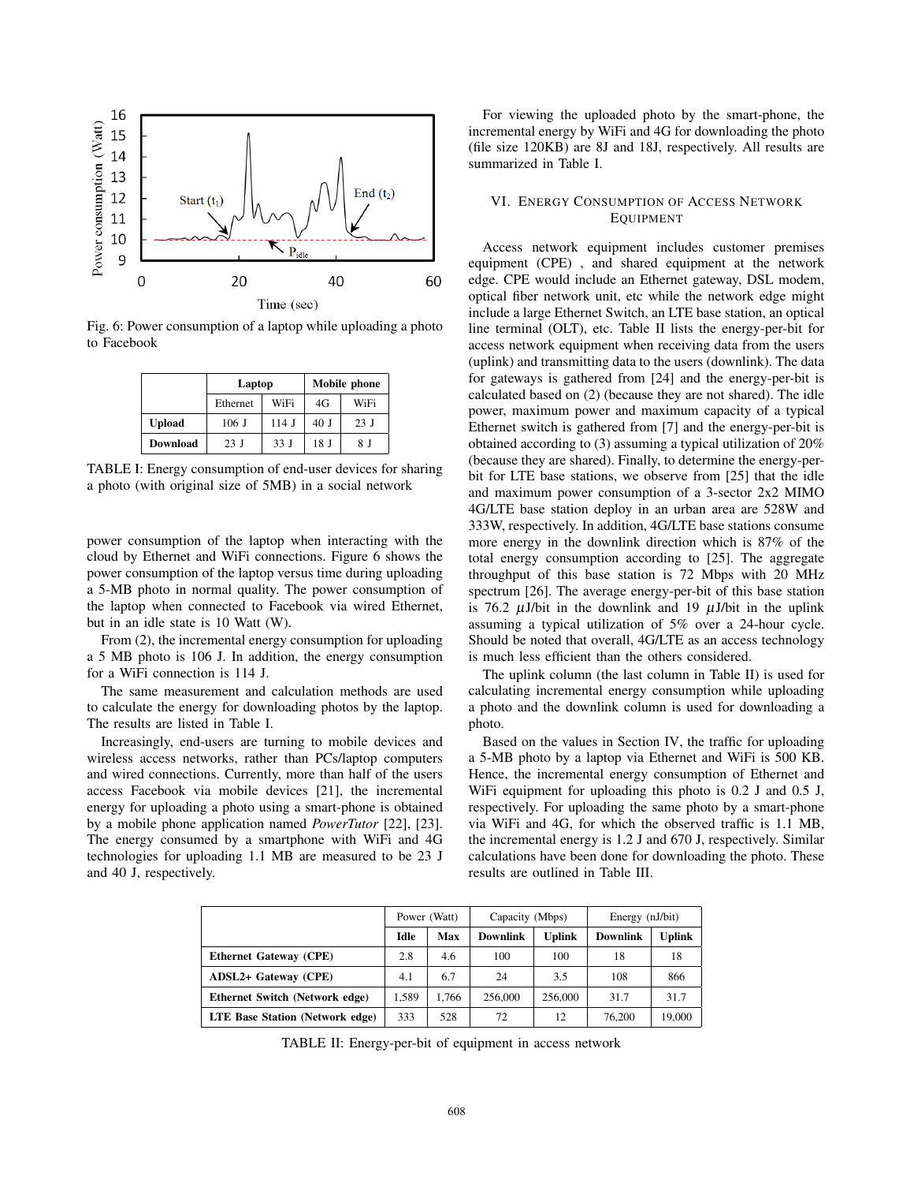Fig. 6: Power consumption of a laptop while uploading a photo to Facebook

| | Laptop | | Mobile phone | |
|---|---|---|---|---|
| | Ethernet | WiFi | 4G | WiFi |
| **Upload** | 106 J | 114 J | 40 J | 23 J |
| **Download** | 23 J | 33 J | 18 J | 8 J |

TABLE I: Energy consumption of end-user devices for sharing a photo (with original size of 5MB) in a social network

power consumption of the laptop when interacting with the cloud by Ethernet and WiFi connections. Figure 6 shows the power consumption of the laptop versus time during uploading a 5-MB photo in normal quality. The power consumption of the laptop when connected to Facebook via wired Ethernet, but in an idle state is 10 Watt (W).

From (2), the incremental energy consumption for uploading a 5 MB photo is 106 J. In addition, the energy consumption for a WiFi connection is 114 J.

The same measurement and calculation methods are used to calculate the energy for downloading photos by the laptop. The results are listed in Table I.

Increasingly, end-users are turning to mobile devices and wireless access networks, rather than PCs/laptop computers and wired connections. Currently, more than half of the users access Facebook via mobile devices [21], the incremental energy for uploading a photo using a smart-phone is obtained by a mobile phone application named *PowerTutor* [22], [23]. The energy consumed by a smartphone with WiFi and 4G technologies for uploading 1.1 MB are measured to be 23 J and 40 J, respectively.

For viewing the uploaded photo by the smart-phone, the incremental energy by WiFi and 4G for downloading the photo (file size 120KB) are 8J and 18J, respectively. All results are summarized in Table I.

## VI. Energy Consumption of Access Network Equipment

Access network equipment includes customer premises equipment (CPE) , and shared equipment at the network edge. CPE would include an Ethernet gateway, DSL modem, optical fiber network unit, etc while the network edge might include a large Ethernet Switch, an LTE base station, an optical line terminal (OLT), etc. Table II lists the energy-per-bit for access network equipment when receiving data from the users (uplink) and transmitting data to the users (downlink). The data for gateways is gathered from [24] and the energy-per-bit is calculated based on (2) (because they are not shared). The idle power, maximum power and maximum capacity of a typical Ethernet switch is gathered from [7] and the energy-per-bit is obtained according to (3) assuming a typical utilization of 20% (because they are shared). Finally, to determine the energy-per-bit for LTE base stations, we observe from [25] that the idle and maximum power consumption of a 3-sector 2x2 MIMO 4G/LTE base station deploy in an urban area are 528W and 333W, respectively. In addition, 4G/LTE base stations consume more energy in the downlink direction which is 87% of the total energy consumption according to [25]. The aggregate throughput of this base station is 72 Mbps with 20 MHz spectrum [26]. The average energy-per-bit of this base station is 76.2 $\mu$J/bit in the downlink and 19 $\mu$J/bit in the uplink assuming a typical utilization of 5% over a 24-hour cycle. Should be noted that overall, 4G/LTE as an access technology is much less efficient than the others considered.

The uplink column (the last column in Table II) is used for calculating incremental energy consumption while uploading a photo and the downlink column is used for downloading a photo.

Based on the values in Section IV, the traffic for uploading a 5-MB photo by a laptop via Ethernet and WiFi is 500 KB. Hence, the incremental energy consumption of Ethernet and WiFi equipment for uploading this photo is 0.2 J and 0.5 J, respectively. For uploading the same photo by a smart-phone via WiFi and 4G, for which the observed traffic is 1.1 MB, the incremental energy is 1.2 J and 670 J, respectively. Similar calculations have been done for downloading the photo. These results are outlined in Table III.

| | Power (Watt) | | Capacity (Mbps) | | Energy (nJ/bit) | |
|---|---|---|---|---|---|---|
| | **Idle** | **Max** | **Downlink** | **Uplink** | **Downlink** | **Uplink** |
| **Ethernet Gateway (CPE)** | 2.8 | 4.6 | 100 | 100 | 18 | 18 |
| **ADSL2+ Gateway (CPE)** | 4.1 | 6.7 | 24 | 3.5 | 108 | 866 |
| **Ethernet Switch (Network edge)** | 1,589 | 1,766 | 256,000 | 256,000 | 31.7 | 31.7 |
| **LTE Base Station (Network edge)** | 333 | 528 | 72 | 12 | 76,200 | 19,000 |

TABLE II: Energy-per-bit of equipment in access network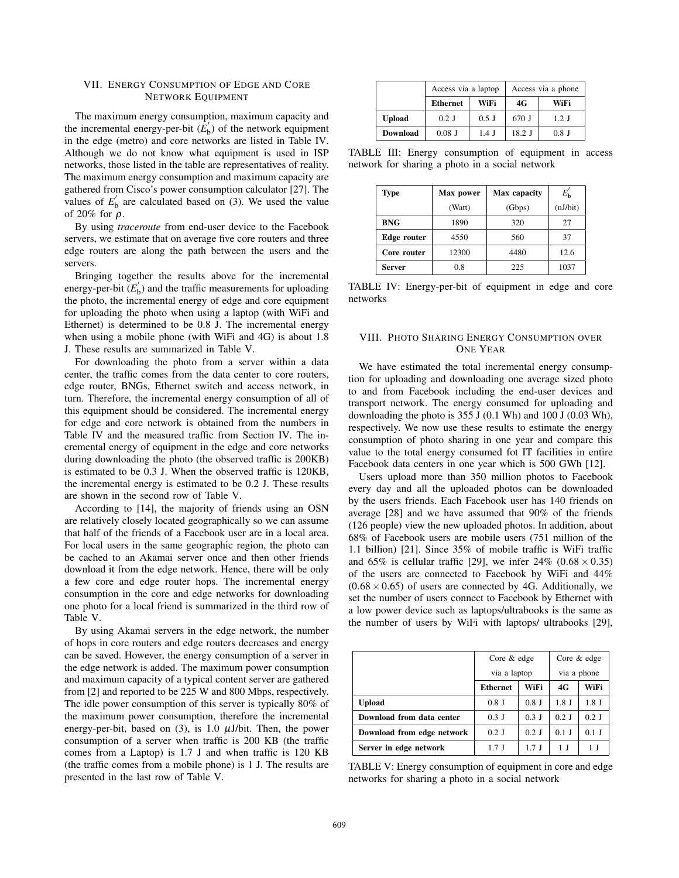## VII. Energy Consumption of Edge and Core Network Equipment

The maximum energy consumption, maximum capacity and the incremental energy-per-bit ($E_b^{'}$) of the network equipment in the edge (metro) and core networks are listed in Table IV. Although we do not know what equipment is used in ISP networks, those listed in the table are representatives of reality. The maximum energy consumption and maximum capacity are gathered from Cisco's power consumption calculator [27]. The values of $E_b^{'}$ are calculated based on (3). We used the value of 20% for $\rho$.

By using *traceroute* from end-user device to the Facebook servers, we estimate that on average five core routers and three edge routers are along the path between the users and the servers.

Bringing together the results above for the incremental energy-per-bit ($E_b^{'}$) and the traffic measurements for uploading the photo, the incremental energy of edge and core equipment for uploading the photo when using a laptop (with WiFi and Ethernet) is determined to be 0.8 J. The incremental energy when using a mobile phone (with WiFi and 4G) is about 1.8 J. These results are summarized in Table V.

For downloading the photo from a server within a data center, the traffic comes from the data center to core routers, edge router, BNGs, Ethernet switch and access network, in turn. Therefore, the incremental energy consumption of all of this equipment should be considered. The incremental energy for edge and core network is obtained from the numbers in Table IV and the measured traffic from Section IV. The incremental energy of equipment in the edge and core networks during downloading the photo (the observed traffic is 200KB) is estimated to be 0.3 J. When the observed traffic is 120KB, the incremental energy is estimated to be 0.2 J. These results are shown in the second row of Table V.

According to [14], the majority of friends using an OSN are relatively closely located geographically so we can assume that half of the friends of a Facebook user are in a local area. For local users in the same geographic region, the photo can be cached to an Akamai server once and then other friends download it from the edge network. Hence, there will be only a few core and edge router hops. The incremental energy consumption in the core and edge networks for downloading one photo for a local friend is summarized in the third row of Table V.

By using Akamai servers in the edge network, the number of hops in core routers and edge routers decreases and energy can be saved. However, the energy consumption of a server in the edge network is added. The maximum power consumption and maximum capacity of a typical content server are gathered from [2] and reported to be 225 W and 800 Mbps, respectively. The idle power consumption of this server is typically 80% of the maximum power consumption, therefore the incremental energy-per-bit, based on (3), is 1.0 $\mu$J/bit. Then, the power consumption of a server when traffic is 200 KB (the traffic comes from a Laptop) is 1.7 J and when traffic is 120 KB (the traffic comes from a mobile phone) is 1 J. The results are presented in the last row of Table V.

| | Access via a laptop | | Access via a phone | |
|---|---|---|---|---|
| | **Ethernet** | **WiFi** | **4G** | **WiFi** |
| **Upload** | 0.2 J | 0.5 J | 670 J | 1.2 J |
| **Download** | 0.08 J | 1.4 J | 18.2 J | 0.8 J |

TABLE III: Energy consumption of equipment in access network for sharing a photo in a social network

| **Type** | **Max power** (Watt) | **Max capacity** (Gbps) | $E_b^{'}$ (nJ/bit) |
|---|---|---|---|
| **BNG** | 1890 | 320 | 27 |
| **Edge router** | 4550 | 560 | 37 |
| **Core router** | 12300 | 4480 | 12.6 |
| **Server** | 0.8 | 225 | 1037 |

TABLE IV: Energy-per-bit of equipment in edge and core networks

## VIII. Photo Sharing Energy Consumption over One Year

We have estimated the total incremental energy consumption for uploading and downloading one average sized photo to and from Facebook including the end-user devices and transport network. The energy consumed for uploading and downloading the photo is 355 J (0.1 Wh) and 100 J (0.03 Wh), respectively. We now use these results to estimate the energy consumption of photo sharing in one year and compare this value to the total energy consumed fot IT facilities in entire Facebook data centers in one year which is 500 GWh [12].

Users upload more than 350 million photos to Facebook every day and all the uploaded photos can be downloaded by the users friends. Each Facebook user has 140 friends on average [28] and we have assumed that 90% of the friends (126 people) view the new uploaded photos. In addition, about 68% of Facebook users are mobile users (751 million of the 1.1 billion) [21]. Since 35% of mobile traffic is WiFi traffic and 65% is cellular traffic [29], we infer 24% ($0.68 \times 0.35$) of the users are connected to Facebook by WiFi and 44% ($0.68 \times 0.65$) of users are connected by 4G. Additionally, we set the number of users connect to Facebook by Ethernet with a low power device such as laptops/ultrabooks is the same as the number of users by WiFi with laptops/ ultrabooks [29],

| | Core & edge via a laptop | | Core & edge via a phone | |
|---|---|---|---|---|
| | **Ethernet** | **WiFi** | **4G** | **WiFi** |
| **Upload** | 0.8 J | 0.8 J | 1.8 J | 1.8 J |
| **Download from data center** | 0.3 J | 0.3 J | 0.2 J | 0.2 J |
| **Download from edge network** | 0.2 J | 0.2 J | 0.1 J | 0.1 J |
| **Server in edge network** | 1.7 J | 1.7 J | 1 J | 1 J |

TABLE V: Energy consumption of equipment in core and edge networks for sharing a photo in a social network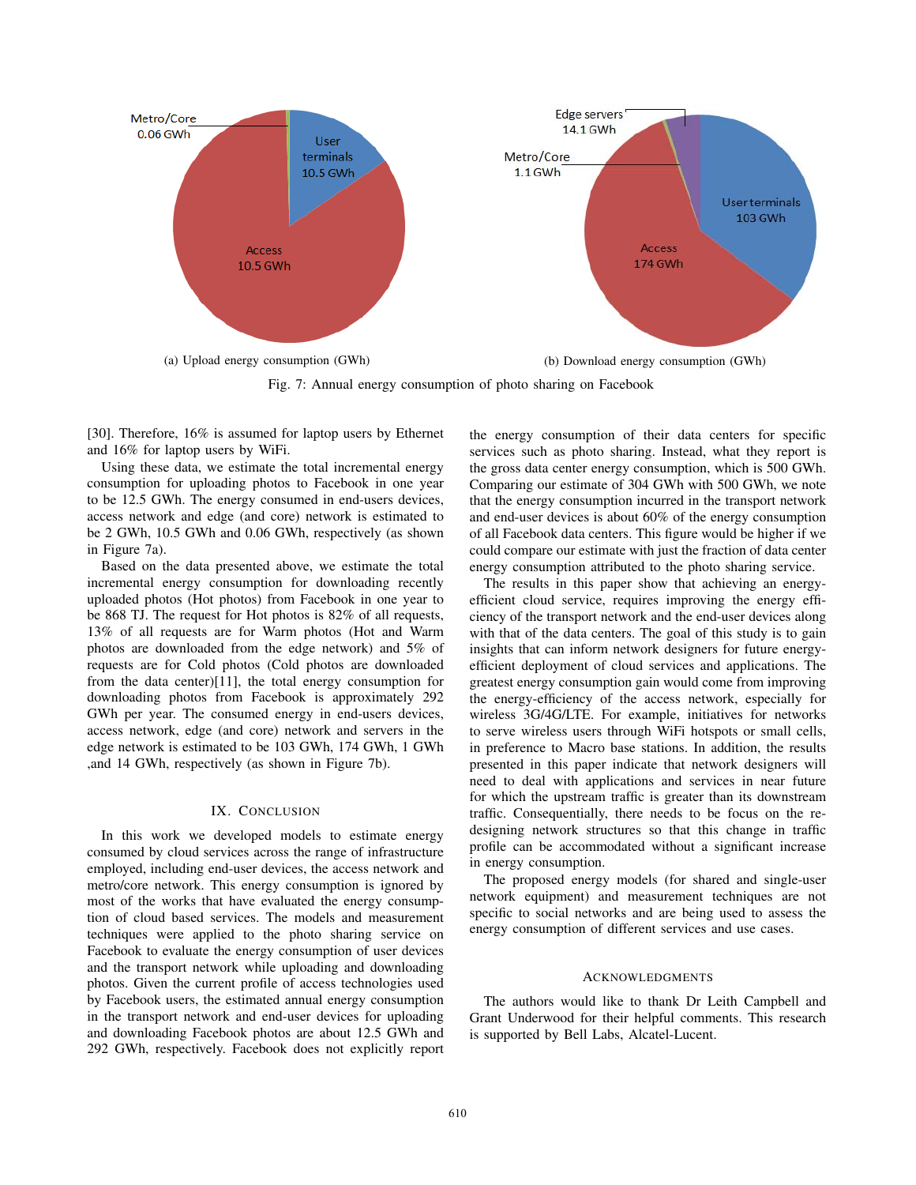(a) Upload energy consumption (GWh)

(b) Download energy consumption (GWh)

Fig. 7: Annual energy consumption of photo sharing on Facebook

[30]. Therefore, 16% is assumed for laptop users by Ethernet and 16% for laptop users by WiFi.

Using these data, we estimate the total incremental energy consumption for uploading photos to Facebook in one year to be 12.5 GWh. The energy consumed in end-users devices, access network and edge (and core) network is estimated to be 2 GWh, 10.5 GWh and 0.06 GWh, respectively (as shown in Figure 7a).

Based on the data presented above, we estimate the total incremental energy consumption for downloading recently uploaded photos (Hot photos) from Facebook in one year to be 868 TJ. The request for Hot photos is 82% of all requests, 13% of all requests are for Warm photos (Hot and Warm photos are downloaded from the edge network) and 5% of requests are for Cold photos (Cold photos are downloaded from the data center)[11], the total energy consumption for downloading photos from Facebook is approximately 292 GWh per year. The consumed energy in end-users devices, access network, edge (and core) network and servers in the edge network is estimated to be 103 GWh, 174 GWh, 1 GWh ,and 14 GWh, respectively (as shown in Figure 7b).

## IX. Conclusion

In this work we developed models to estimate energy consumed by cloud services across the range of infrastructure employed, including end-user devices, the access network and metro/core network. This energy consumption is ignored by most of the works that have evaluated the energy consumption of cloud based services. The models and measurement techniques were applied to the photo sharing service on Facebook to evaluate the energy consumption of user devices and the transport network while uploading and downloading photos. Given the current profile of access technologies used by Facebook users, the estimated annual energy consumption in the transport network and end-user devices for uploading and downloading Facebook photos are about 12.5 GWh and 292 GWh, respectively. Facebook does not explicitly report the energy consumption of their data centers for specific services such as photo sharing. Instead, what they report is the gross data center energy consumption, which is 500 GWh. Comparing our estimate of 304 GWh with 500 GWh, we note that the energy consumption incurred in the transport network and end-user devices is about 60% of the energy consumption of all Facebook data centers. This figure would be higher if we could compare our estimate with just the fraction of data center energy consumption attributed to the photo sharing service.

The results in this paper show that achieving an energy-efficient cloud service, requires improving the energy efficiency of the transport network and the end-user devices along with that of the data centers. The goal of this study is to gain insights that can inform network designers for future energy-efficient deployment of cloud services and applications. The greatest energy consumption gain would come from improving the energy-efficiency of the access network, especially for wireless 3G/4G/LTE. For example, initiatives for networks to serve wireless users through WiFi hotspots or small cells, in preference to Macro base stations. In addition, the results presented in this paper indicate that network designers will need to deal with applications and services in near future for which the upstream traffic is greater than its downstream traffic. Consequentially, there needs to be focus on the re-designing network structures so that this change in traffic profile can be accommodated without a significant increase in energy consumption.

The proposed energy models (for shared and single-user network equipment) and measurement techniques are not specific to social networks and are being used to assess the energy consumption of different services and use cases.

## Acknowledgments

The authors would like to thank Dr Leith Campbell and Grant Underwood for their helpful comments. This research is supported by Bell Labs, Alcatel-Lucent.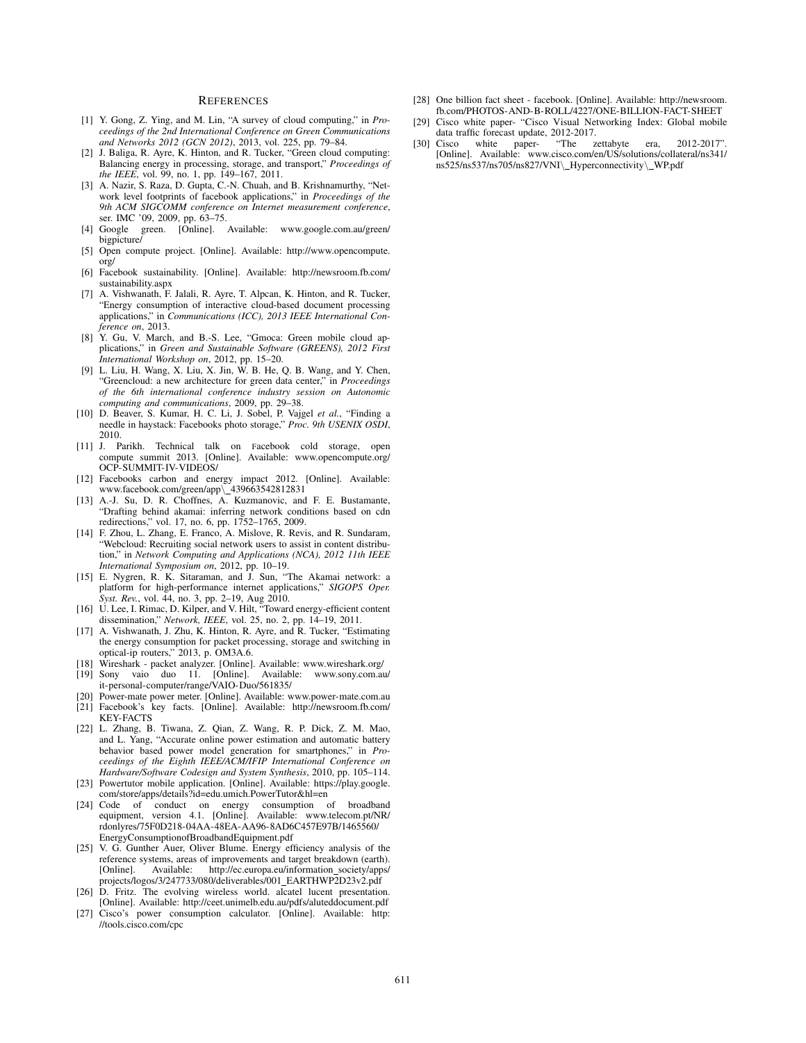# References

[1] Y. Gong, Z. Ying, and M. Lin, "A survey of cloud computing," in *Proceedings of the 2nd International Conference on Green Communications and Networks 2012 (GCN 2012)*, 2013, vol. 225, pp. 79–84.

[2] J. Baliga, R. Ayre, K. Hinton, and R. Tucker, "Green cloud computing: Balancing energy in processing, storage, and transport," *Proceedings of the IEEE*, vol. 99, no. 1, pp. 149–167, 2011.

[3] A. Nazir, S. Raza, D. Gupta, C.-N. Chuah, and B. Krishnamurthy, "Network level footprints of facebook applications," in *Proceedings of the 9th ACM SIGCOMM conference on Internet measurement conference*, ser. IMC '09, 2009, pp. 63–75.

[4] Google green. [Online]. Available: www.google.com.au/green/bigpicture/

[5] Open compute project. [Online]. Available: http://www.opencompute.org/

[6] Facebook sustainability. [Online]. Available: http://newsroom.fb.com/sustainability.aspx

[7] A. Vishwanath, F. Jalali, R. Ayre, T. Alpcan, K. Hinton, and R. Tucker, "Energy consumption of interactive cloud-based document processing applications," in *Communications (ICC), 2013 IEEE International Conference on*, 2013.

[8] Y. Gu, V. March, and B.-S. Lee, "Gmoca: Green mobile cloud applications," in *Green and Sustainable Software (GREENS), 2012 First International Workshop on*, 2012, pp. 15–20.

[9] L. Liu, H. Wang, X. Liu, X. Jin, W. B. He, Q. B. Wang, and Y. Chen, "Greencloud: a new architecture for green data center," in *Proceedings of the 6th international conference industry session on Autonomic computing and communications*, 2009, pp. 29–38.

[10] D. Beaver, S. Kumar, H. C. Li, J. Sobel, P. Vajgel *et al.*, "Finding a needle in haystack: Facebooks photo storage," *Proc. 9th USENIX OSDI*, 2010.

[11] J. Parikh. Technical talk on Facebook cold storage, open compute summit 2013. [Online]. Available: www.opencompute.org/OCP-SUMMIT-IV-VIDEOS/

[12] Facebooks carbon and energy impact 2012. [Online]. Available: www.facebook.com/green/app\_439663542812831

[13] A.-J. Su, D. R. Choffnes, A. Kuzmanovic, and F. E. Bustamante, "Drafting behind akamai: inferring network conditions based on cdn redirections," vol. 17, no. 6, pp. 1752–1765, 2009.

[14] F. Zhou, L. Zhang, E. Franco, A. Mislove, R. Revis, and R. Sundaram, "Webcloud: Recruiting social network users to assist in content distribution," in *Network Computing and Applications (NCA), 2012 11th IEEE International Symposium on*, 2012, pp. 10–19.

[15] E. Nygren, R. K. Sitaraman, and J. Sun, "The Akamai network: a platform for high-performance internet applications," *SIGOPS Oper. Syst. Rev.*, vol. 44, no. 3, pp. 2–19, Aug 2010.

[16] U. Lee, I. Rimac, D. Kilper, and V. Hilt, "Toward energy-efficient content dissemination," *Network, IEEE*, vol. 25, no. 2, pp. 14–19, 2011.

[17] A. Vishwanath, J. Zhu, K. Hinton, R. Ayre, and R. Tucker, "Estimating the energy consumption for packet processing, storage and switching in optical-ip routers," 2013, p. OM3A.6.

[18] Wireshark - packet analyzer. [Online]. Available: www.wireshark.org/

[19] Sony vaio duo 11. [Online]. Available: www.sony.com.au/it-personal-computer/range/VAIO-Duo/561835/

[20] Power-mate power meter. [Online]. Available: www.power-mate.com.au

[21] Facebook's key facts. [Online]. Available: http://newsroom.fb.com/KEY-FACTS

[22] L. Zhang, B. Tiwana, Z. Qian, Z. Wang, R. P. Dick, Z. M. Mao, and L. Yang, "Accurate online power estimation and automatic battery behavior based power model generation for smartphones," in *Proceedings of the Eighth IEEE/ACM/IFIP International Conference on Hardware/Software Codesign and System Synthesis*, 2010, pp. 105–114.

[23] Powertutor mobile application. [Online]. Available: https://play.google.com/store/apps/details?id=edu.umich.PowerTutor&hl=en

[24] Code of conduct on energy consumption of broadband equipment, version 4.1. [Online]. Available: www.telecom.pt/NR/rdonlyres/75F0D218-04AA-48EA-AA96-8AD6C457E97B/1465560/EnergyConsumptionofBroadbandEquipment.pdf

[25] V. G. Gunther Auer, Oliver Blume. Energy efficiency analysis of the reference systems, areas of improvements and target breakdown (earth). [Online]. Available: http://ec.europa.eu/information_society/apps/projects/logos/3/247733/080/deliverables/001_EARTHWP2D23v2.pdf

[26] D. Fritz. The evolving wireless world. alcatel lucent presentation. [Online]. Available: http://ceet.unimelb.edu.au/pdfs/aluteddocument.pdf

[27] Cisco's power consumption calculator. [Online]. Available: http://tools.cisco.com/cpc

[28] One billion fact sheet - facebook. [Online]. Available: http://newsroom.fb.com/PHOTOS-AND-B-ROLL/4227/ONE-BILLION-FACT-SHEET

[29] Cisco white paper- "Cisco Visual Networking Index: Global mobile data traffic forecast update, 2012-2017.

[30] Cisco white paper- "The zettabyte era, 2012-2017". [Online]. Available: www.cisco.com/en/US/solutions/collateral/ns341/ns525/ns537/ns705/ns827/VNI\_Hyperconnectivity\_WP.pdf